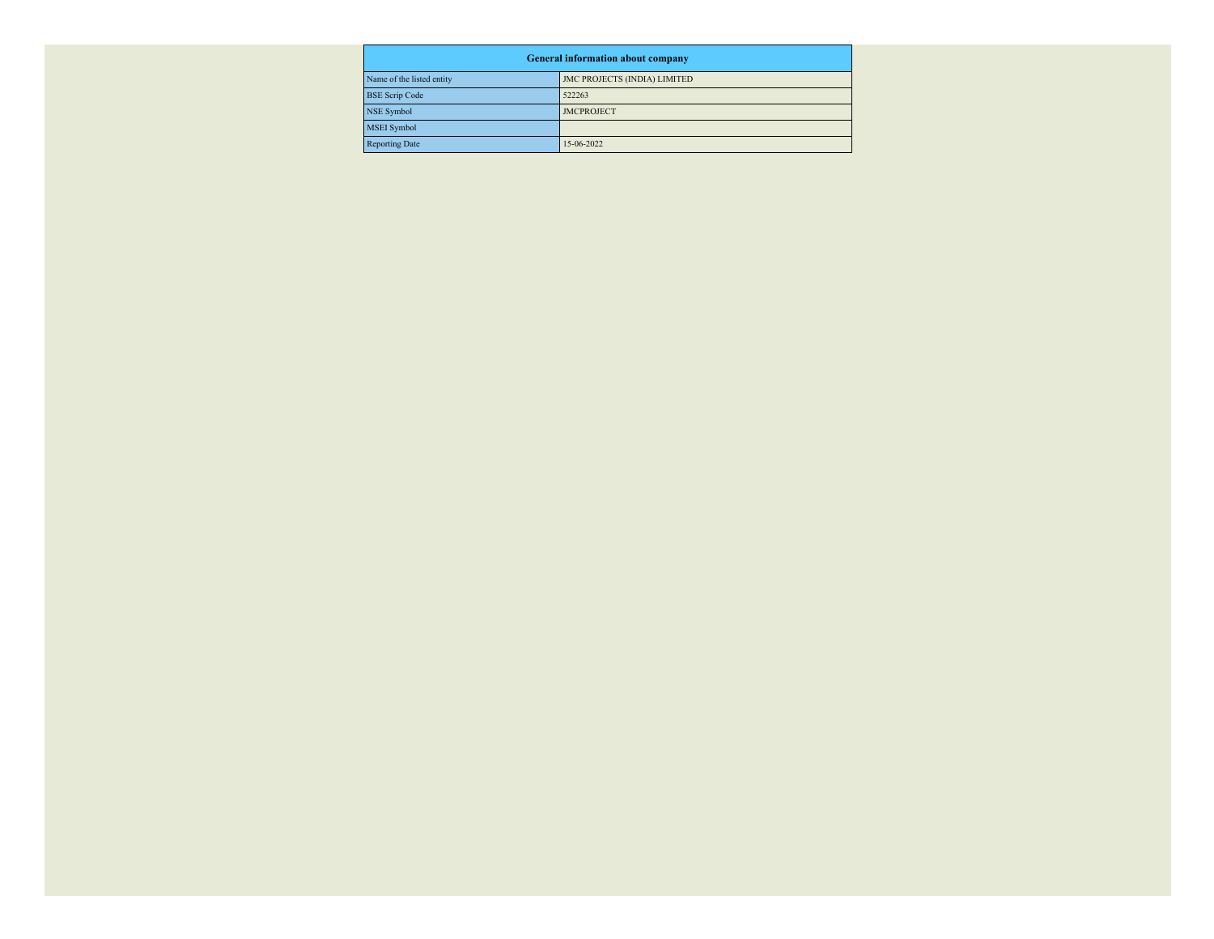| General information about company | |
|---|---|
| Name of the listed entity | JMC PROJECTS (INDIA) LIMITED |
| BSE Scrip Code | 522263 |
| NSE Symbol | JMCPROJECT |
| MSEI Symbol | |
| Reporting Date | 15-06-2022 |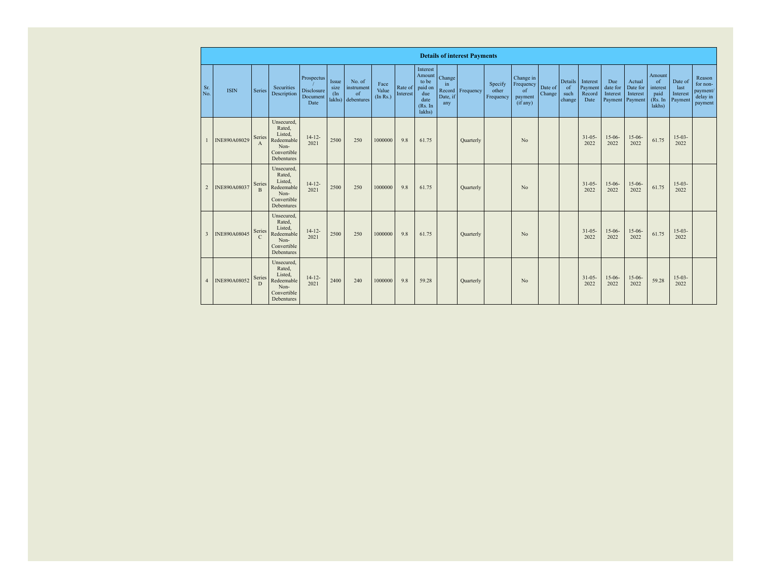| Details of interest Payments | | | | | | | | | | | | | | | | | | | | | |
|---|---|---|---|---|---|---|---|---|---|---|---|---|---|---|---|---|---|---|---|---|---|
| Sr. No. | ISIN | Series | Securities Description | Prospectus / Disclosure Document Date | Issue size (In lakhs) | No. of instrument of debentures | Face Value (In Rs.) | Rate of Interest | Interest Amount to be paid on due date (Rs. In lakhs) | Change in Record Date, if any | Frequency | Specify other Frequency | Change in Frequency of payment (if any) | Date of Change | Details of such change | Interest Payment Record Date | Due date for Interest Payment | Actual Date for Interest Payment | Amount of interest paid (Rs. In lakhs) | Date of last Interest Payment | Reason for non-payment/ delay in payment |
| 1 | INE890A08029 | Series A | Unsecured, Rated, Listed, Redeemable Non-Convertible Debentures | 14-12-2021 | 2500 | 250 | 1000000 | 9.8 | 61.75 | | Quarterly | | No | | | 31-05-2022 | 15-06-2022 | 15-06-2022 | 61.75 | 15-03-2022 | |
| 2 | INE890A08037 | Series B | Unsecured, Rated, Listed, Redeemable Non-Convertible Debentures | 14-12-2021 | 2500 | 250 | 1000000 | 9.8 | 61.75 | | Quarterly | | No | | | 31-05-2022 | 15-06-2022 | 15-06-2022 | 61.75 | 15-03-2022 | |
| 3 | INE890A08045 | Series C | Unsecured, Rated, Listed, Redeemable Non-Convertible Debentures | 14-12-2021 | 2500 | 250 | 1000000 | 9.8 | 61.75 | | Quarterly | | No | | | 31-05-2022 | 15-06-2022 | 15-06-2022 | 61.75 | 15-03-2022 | |
| 4 | INE890A08052 | Series D | Unsecured, Rated, Listed, Redeemable Non-Convertible Debentures | 14-12-2021 | 2400 | 240 | 1000000 | 9.8 | 59.28 | | Quarterly | | No | | | 31-05-2022 | 15-06-2022 | 15-06-2022 | 59.28 | 15-03-2022 | |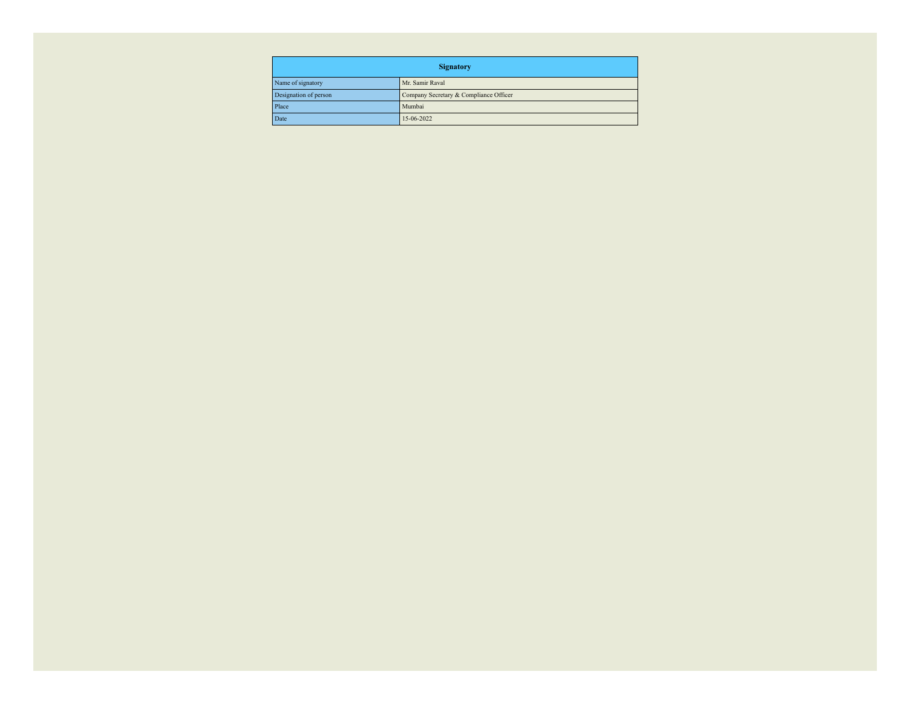| Signatory | |
|---|---|
| Name of signatory | Mr. Samir Raval |
| Designation of person | Company Secretary & Compliance Officer |
| Place | Mumbai |
| Date | 15-06-2022 |